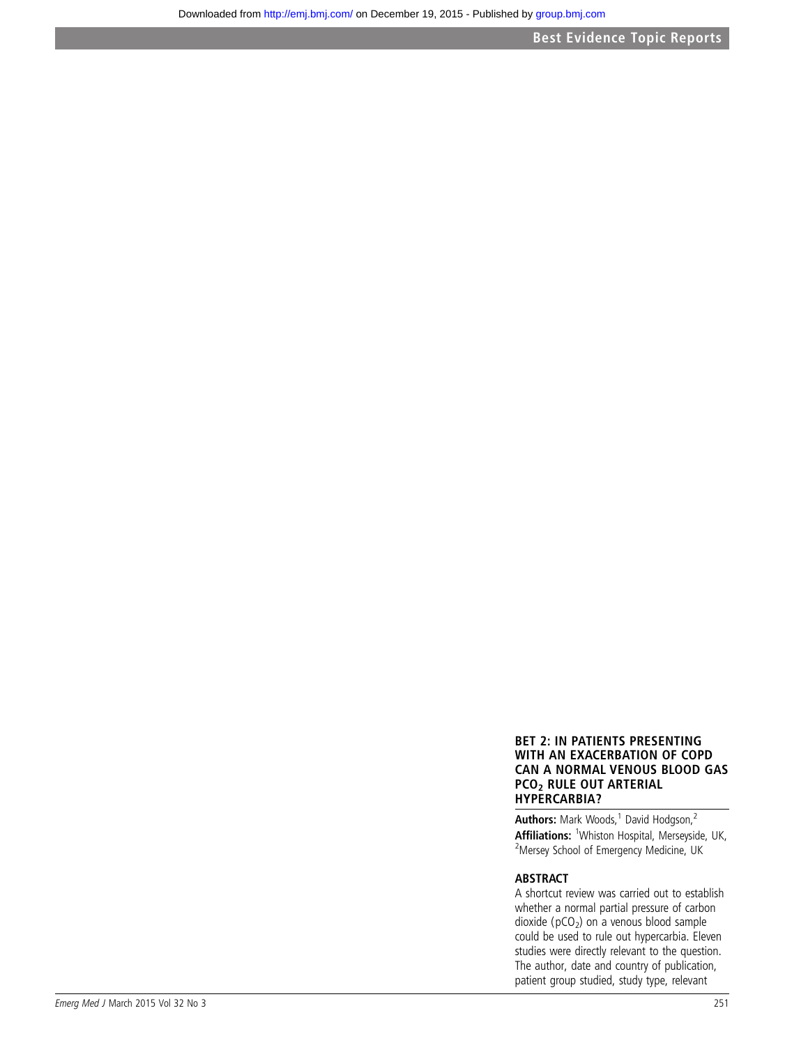## BET 2: IN PATIENTS PRESENTING WITH AN EXACERBATION OF COPD CAN A NORMAL VENOUS BLOOD GAS $PCO_2$ RULE OUT ARTERIAL HYPERCARBIA?

**Authors:** Mark Woods,[1] David Hodgson,[2]

**Affiliations:** [1]Whiston Hospital, Merseyside, UK, [2]Mersey School of Emergency Medicine, UK

### ABSTRACT

A shortcut review was carried out to establish whether a normal partial pressure of carbon dioxide ($pCO_2$) on a venous blood sample could be used to rule out hypercarbia. Eleven studies were directly relevant to the question. The author, date and country of publication, patient group studied, study type, relevant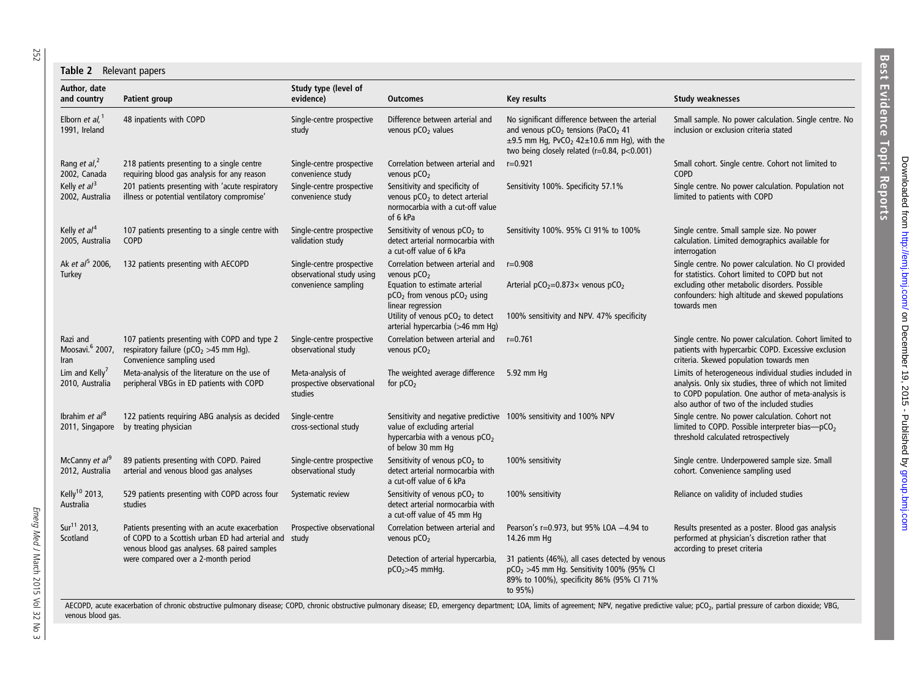**Table 2** Relevant papers

| Author, date and country | Patient group | Study type (level of evidence) | Outcomes | Key results | Study weaknesses |
|---|---|---|---|---|---|
| Elborn *et al*,[1] 1991, Ireland | 48 inpatients with COPD | Single-centre prospective study | Difference between arterial and venous $pCO_2$ values | No significant difference between the arterial and venous $pCO_2$ tensions ($PaCO_2$ 41 ±9.5 mm Hg, $PvCO_2$ 42±10.6 mm Hg), with the two being closely related (r=0.84, p<0.001) | Small sample. No power calculation. Single centre. No inclusion or exclusion criteria stated |
| Rang *et al*,[2] 2002, Canada | 218 patients presenting to a single centre requiring blood gas analysis for any reason | Single-centre prospective convenience study | Correlation between arterial and venous $pCO_2$ | r=0.921 | Small cohort. Single centre. Cohort not limited to COPD |
| Kelly *et al*[3] 2002, Australia | 201 patients presenting with 'acute respiratory illness or potential ventilatory compromise' | Single-centre prospective convenience study | Sensitivity and specificity of venous $pCO_2$ to detect arterial normocarbia with a cut-off value of 6 kPa | Sensitivity 100%. Specificity 57.1% | Single centre. No power calculation. Population not limited to patients with COPD |
| Kelly *et al*[4] 2005, Australia | 107 patients presenting to a single centre with COPD | Single-centre prospective validation study | Sensitivity of venous $pCO_2$ to detect arterial normocarbia with a cut-off value of 6 kPa | Sensitivity 100%. 95% CI 91% to 100% | Single centre. Small sample size. No power calculation. Limited demographics available for interrogation |
| Ak *et al*[5] 2006, Turkey | 132 patients presenting with AECOPD | Single-centre prospective observational study using convenience sampling | Correlation between arterial and venous $pCO_2$ | r=0.908 | Single centre. No power calculation. No CI provided for statistics. Cohort limited to COPD but not excluding other metabolic disorders. Possible confounders: high altitude and skewed populations towards men |
| | | | Equation to estimate arterial $pCO_2$ from venous $pCO_2$ using linear regression | Arterial $pCO_2$=0.873× venous $pCO_2$ | |
| | | | Utility of venous $pCO_2$ to detect arterial hypercarbia (>46 mm Hg) | 100% sensitivity and NPV. 47% specificity | |
| Razi and Moosavi.[6] 2007, Iran | 107 patients presenting with COPD and type 2 respiratory failure ($pCO_2$ >45 mm Hg). Convenience sampling used | Single-centre prospective observational study | Correlation between arterial and venous $pCO_2$ | r=0.761 | Single centre. No power calculation. Cohort limited to patients with hypercarbic COPD. Excessive exclusion criteria. Skewed population towards men |
| Lim and Kelly[7] 2010, Australia | Meta-analysis of the literature on the use of peripheral VBGs in ED patients with COPD | Meta-analysis of prospective observational studies | The weighted average difference for $pCO_2$ | 5.92 mm Hg | Limits of heterogeneous individual studies included in analysis. Only six studies, three of which not limited to COPD population. One author of meta-analysis is also author of two of the included studies |
| Ibrahim *et al*[8] 2011, Singapore | 122 patients requiring ABG analysis as decided by treating physician | Single-centre cross-sectional study | Sensitivity and negative predictive value of excluding arterial hypercarbia with a venous $pCO_2$ of below 30 mm Hg | 100% sensitivity and 100% NPV | Single centre. No power calculation. Cohort not limited to COPD. Possible interpreter bias—$pCO_2$ threshold calculated retrospectively |
| McCanny *et al*[9] 2012, Australia | 89 patients presenting with COPD. Paired arterial and venous blood gas analyses | Single-centre prospective observational study | Sensitivity of venous $pCO_2$ to detect arterial normocarbia with a cut-off value of 6 kPa | 100% sensitivity | Single centre. Underpowered sample size. Small cohort. Convenience sampling used |
| Kelly[10] 2013, Australia | 529 patients presenting with COPD across four studies | Systematic review | Sensitivity of venous $pCO_2$ to detect arterial normocarbia with a cut-off value of 45 mm Hg | 100% sensitivity | Reliance on validity of included studies |
| Sur[11] 2013, Scotland | Patients presenting with an acute exacerbation of COPD to a Scottish urban ED had arterial and venous blood gas analyses. 68 paired samples were compared over a 2-month period | Prospective observational study | Correlation between arterial and venous $pCO_2$ | Pearson's r=0.973, but 95% LOA −4.94 to 14.26 mm Hg | Results presented as a poster. Blood gas analysis performed at physician's discretion rather that according to preset criteria |
| | | | Detection of arterial hypercarbia, $pCO_2$>45 mmHg. | 31 patients (46%), all cases detected by venous $pCO_2$ >45 mm Hg. Sensitivity 100% (95% CI 89% to 100%), specificity 86% (95% CI 71% to 95%) | |

AECOPD, acute exacerbation of chronic obstructive pulmonary disease; COPD, chronic obstructive pulmonary disease; ED, emergency department; LOA, limits of agreement; NPV, negative predictive value; $pCO_2$, partial pressure of carbon dioxide; VBG, venous blood gas.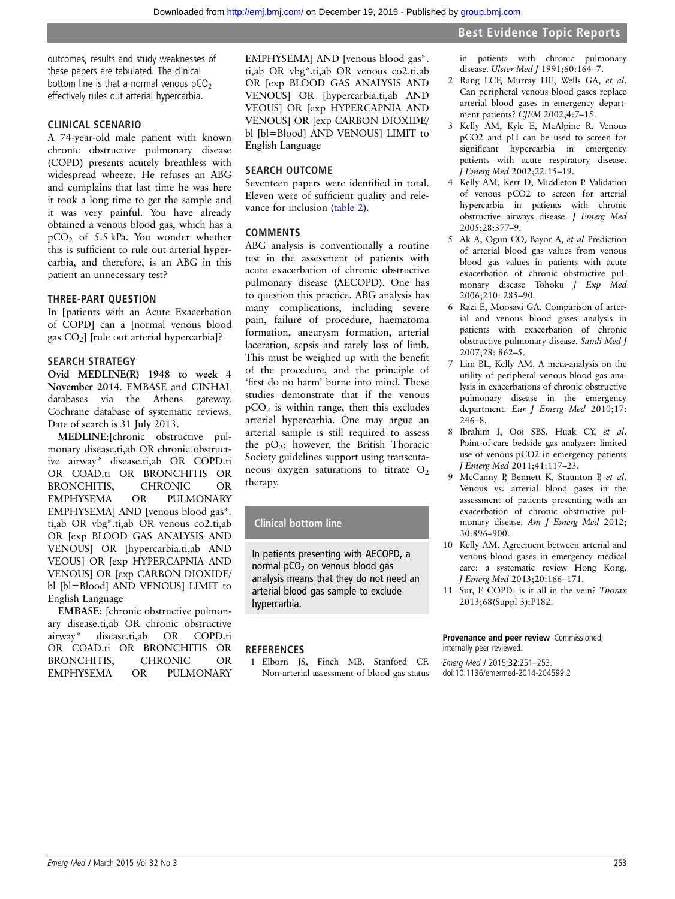outcomes, results and study weaknesses of these papers are tabulated. The clinical bottom line is that a normal venous $pCO_2$ effectively rules out arterial hypercarbia.

## CLINICAL SCENARIO

A 74-year-old male patient with known chronic obstructive pulmonary disease (COPD) presents acutely breathless with widespread wheeze. He refuses an ABG and complains that last time he was here it took a long time to get the sample and it was very painful. You have already obtained a venous blood gas, which has a $pCO_2$ of 5.5 kPa. You wonder whether this is sufficient to rule out arterial hypercarbia, and therefore, is an ABG in this patient an unnecessary test?

## THREE-PART QUESTION

In [patients with an Acute Exacerbation of COPD] can a [normal venous blood gas $CO_2$] [rule out arterial hypercarbia]?

## SEARCH STRATEGY

**Ovid MEDLINE(R) 1948 to week 4 November 2014**. EMBASE and CINHAL databases via the Athens gateway. Cochrane database of systematic reviews. Date of search is 31 July 2013.

**MEDLINE**:[chronic obstructive pulmonary disease.ti,ab OR chronic obstructive airway* disease.ti,ab OR COPD.ti OR COAD.ti OR BRONCHITIS OR BRONCHITIS, CHRONIC OR EMPHYSEMA OR PULMONARY EMPHYSEMA] AND [venous blood gas*.ti,ab OR vbg*.ti,ab OR venous co2.ti,ab OR [exp BLOOD GAS ANALYSIS AND VENOUS] OR [hypercarbia.ti,ab AND VEOUS] OR [exp HYPERCAPNIA AND VENOUS] OR [exp CARBON DIOXIDE/bl [bl=Blood] AND VENOUS] LIMIT to English Language

**EMBASE**: [chronic obstructive pulmonary disease.ti,ab OR chronic obstructive airway* disease.ti,ab OR COPD.ti OR COAD.ti OR BRONCHITIS OR BRONCHITIS, CHRONIC OR EMPHYSEMA OR PULMONARY EMPHYSEMA] AND [venous blood gas*.ti,ab OR vbg*.ti,ab OR venous co2.ti,ab OR [exp BLOOD GAS ANALYSIS AND VENOUS] OR [hypercarbia.ti,ab AND VEOUS] OR [exp HYPERCAPNIA AND VENOUS] OR [exp CARBON DIOXIDE/bl [bl=Blood] AND VENOUS] LIMIT to English Language

## SEARCH OUTCOME

Seventeen papers were identified in total. Eleven were of sufficient quality and relevance for inclusion (table 2).

## COMMENTS

ABG analysis is conventionally a routine test in the assessment of patients with acute exacerbation of chronic obstructive pulmonary disease (AECOPD). One has to question this practice. ABG analysis has many complications, including severe pain, failure of procedure, haematoma formation, aneurysm formation, arterial laceration, sepsis and rarely loss of limb. This must be weighed up with the benefit of the procedure, and the principle of 'first do no harm' borne into mind. These studies demonstrate that if the venous $pCO_2$ is within range, then this excludes arterial hypercarbia. One may argue an arterial sample is still required to assess the $pO_2$; however, the British Thoracic Society guidelines support using transcutaneous oxygen saturations to titrate $O_2$ therapy.

### Clinical bottom line

In patients presenting with AECOPD, a normal $pCO_2$ on venous blood gas analysis means that they do not need an arterial blood gas sample to exclude hypercarbia.

## REFERENCES

1. Elborn JS, Finch MB, Stanford CF. Non-arterial assessment of blood gas status in patients with chronic pulmonary disease. *Ulster Med J* 1991;60:164–7.
2. Rang LCF, Murray HE, Wells GA, *et al*. Can peripheral venous blood gases replace arterial blood gases in emergency department patients? *CJEM* 2002;4:7–15.
3. Kelly AM, Kyle E, McAlpine R. Venous pCO2 and pH can be used to screen for significant hypercarbia in emergency patients with acute respiratory disease. *J Emerg Med* 2002;22:15–19.
4. Kelly AM, Kerr D, Middleton P. Validation of venous pCO2 to screen for arterial hypercarbia in patients with chronic obstructive airways disease. *J Emerg Med* 2005;28:377–9.
5. Ak A, Ogun CO, Bayor A, *et al* Prediction of arterial blood gas values from venous blood gas values in patients with acute exacerbation of chronic obstructive pulmonary disease *Tohoku J Exp Med* 2006;210: 285–90.
6. Razi E, Moosavi GA. Comparison of arterial and venous blood gases analysis in patients with exacerbation of chronic obstructive pulmonary disease. *Saudi Med J* 2007;28: 862–5.
7. Lim BL, Kelly AM. A meta-analysis on the utility of peripheral venous blood gas analysis in exacerbations of chronic obstructive pulmonary disease in the emergency department. *Eur J Emerg Med* 2010;17: 246–8.
8. Ibrahim I, Ooi SBS, Huak CY, *et al*. Point-of-care bedside gas analyzer: limited use of venous pCO2 in emergency patients *J Emerg Med* 2011;41:117–23.
9. McCanny P, Bennett K, Staunton P, *et al*. Venous vs. arterial blood gases in the assessment of patients presenting with an exacerbation of chronic obstructive pulmonary disease. *Am J Emerg Med* 2012; 30:896–900.
10. Kelly AM. Agreement between arterial and venous blood gases in emergency medical care: a systematic review Hong Kong. *J Emerg Med* 2013;20:166–171.
11. Sur, E COPD: is it all in the vein? *Thorax* 2013;68(Suppl 3):P182.

**Provenance and peer review** Commissioned; internally peer reviewed.

*Emerg Med J* 2015;**32**:251–253.
doi:10.1136/emermed-2014-204599.2